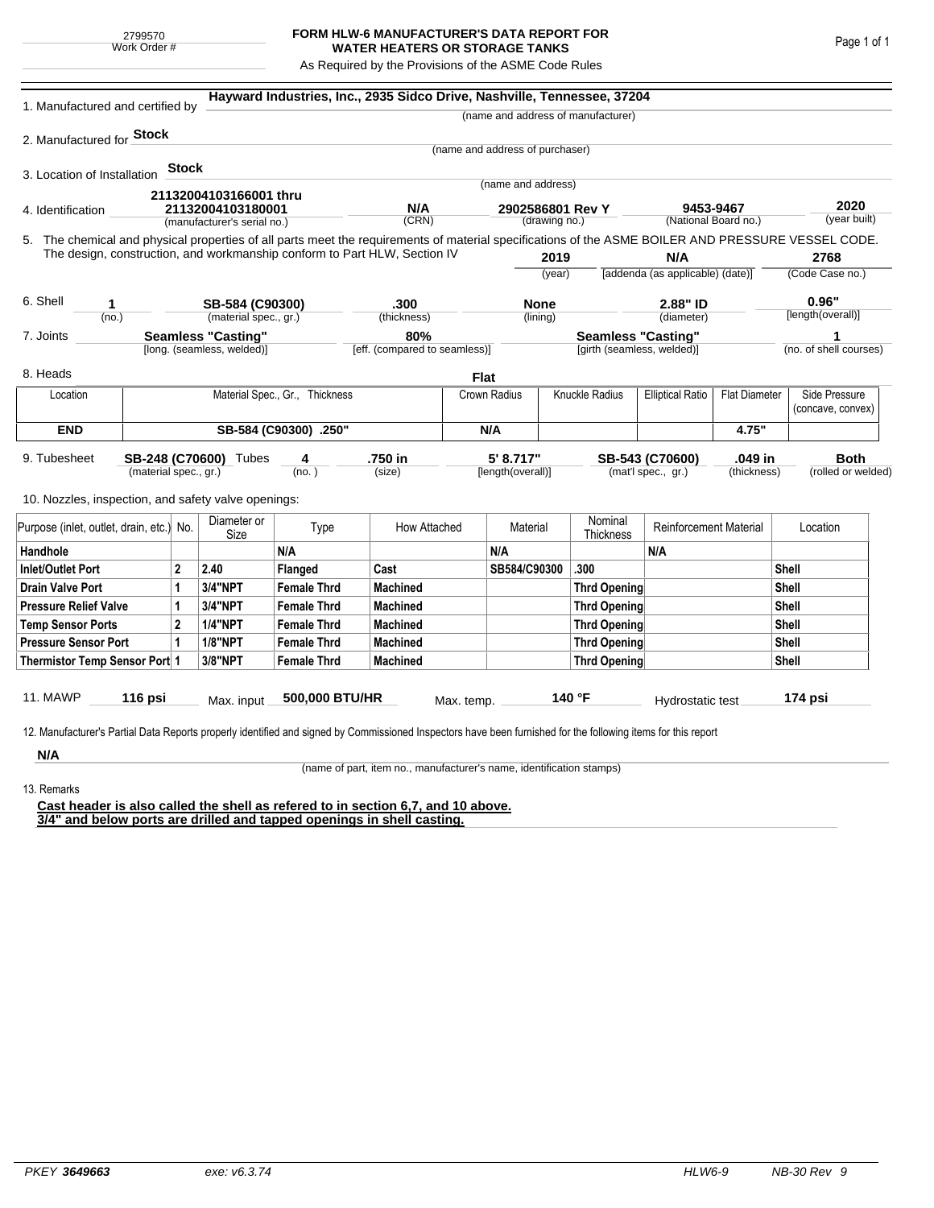2799570
Work Order #

# FORM HLW-6 MANUFACTURER'S DATA REPORT FOR WATER HEATERS OR STORAGE TANKS

As Required by the Provisions of the ASME Code Rules

1. Manufactured and certified by **Hayward Industries, Inc., 2935 Sidco Drive, Nashville, Tennessee, 37204**
(name and address of manufacturer)

2. Manufactured for **Stock**
(name and address of purchaser)

3. Location of Installation **Stock**
(name and address)

4. Identification **21132004103166001 thru 21132004103180001** (manufacturer's serial no.) **N/A** (CRN) **2902586801 Rev Y** (drawing no.) **9453-9467** (National Board no.) **2020** (year built)

5. The chemical and physical properties of all parts meet the requirements of material specifications of the ASME BOILER AND PRESSURE VESSEL CODE. The design, construction, and workmanship conform to Part HLW, Section IV **2019** (year) **N/A** [addenda (as applicable) (date)] **2768** (Code Case no.)

6. Shell **1** (no.) **SB-584 (C90300)** (material spec., gr.) **.300** (thickness) **None** (lining) **2.88" ID** (diameter) **0.96"** [length(overall)]

7. Joints **Seamless "Casting"** [long. (seamless, welded)] **80%** [eff. (compared to seamless)] **Seamless "Casting"** [girth (seamless, welded)] **1** (no. of shell courses)

8. Heads **Flat**

| Location | Material Spec., Gr., Thickness | Crown Radius | Knuckle Radius | Elliptical Ratio | Flat Diameter | Side Pressure (concave, convex) |
|---|---|---|---|---|---|---|
| **END** | **SB-584 (C90300) .250"** | **N/A** | | | **4.75"** | |

9. Tubesheet **SB-248 (C70600)** (material spec., gr.) Tubes **4** (no.) **.750 in** (size) **5' 8.717"** [length(overall)] **SB-543 (C70600)** (mat'l spec., gr.) **.049 in** (thickness) **Both** (rolled or welded)

10. Nozzles, inspection, and safety valve openings:

| Purpose (inlet, outlet, drain, etc.) | No. | Diameter or Size | Type | How Attached | Material | Nominal Thickness | Reinforcement Material | Location |
|---|---|---|---|---|---|---|---|---|
| **Handhole** | | | **N/A** | | **N/A** | | **N/A** | |
| **Inlet/Outlet Port** | **2** | **2.40** | **Flanged** | **Cast** | **SB584/C90300** | **.300** | | **Shell** |
| **Drain Valve Port** | **1** | **3/4"NPT** | **Female Thrd** | **Machined** | | **Thrd Opening** | | **Shell** |
| **Pressure Relief Valve** | **1** | **3/4"NPT** | **Female Thrd** | **Machined** | | **Thrd Opening** | | **Shell** |
| **Temp Sensor Ports** | **2** | **1/4"NPT** | **Female Thrd** | **Machined** | | **Thrd Opening** | | **Shell** |
| **Pressure Sensor Port** | **1** | **1/8"NPT** | **Female Thrd** | **Machined** | | **Thrd Opening** | | **Shell** |
| **Thermistor Temp Sensor Port** | **1** | **3/8"NPT** | **Female Thrd** | **Machined** | | **Thrd Opening** | | **Shell** |

11. MAWP **116 psi** Max. input **500,000 BTU/HR** Max. temp. **140 °F** Hydrostatic test **174 psi**

12. Manufacturer's Partial Data Reports properly identified and signed by Commissioned Inspectors have been furnished for the following items for this report

**N/A**
(name of part, item no., manufacturer's name, identification stamps)

13. Remarks

**Cast header is also called the shell as refered to in section 6,7, and 10 above.**
**3/4" and below ports are drilled and tapped openings in shell casting.**

*PKEY* ***3649663*** *exe: v6.3.74* *HLW6-9* *NB-30 Rev 9*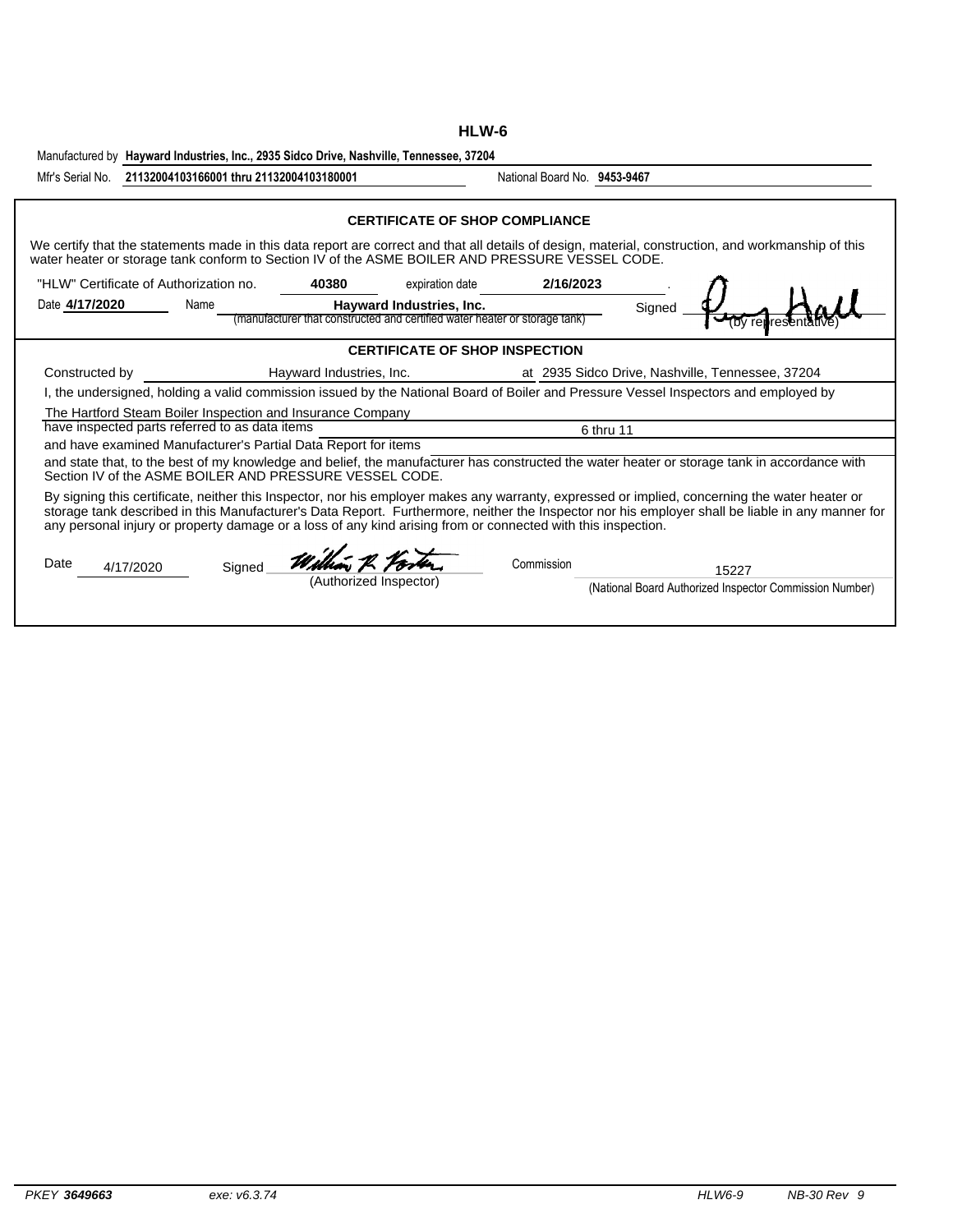# HLW-6

Manufactured by **Hayward Industries, Inc., 2935 Sidco Drive, Nashville, Tennessee, 37204**

Mfr's Serial No. **21132004103166001 thru 21132004103180001** National Board No. **9453-9467**

## CERTIFICATE OF SHOP COMPLIANCE

We certify that the statements made in this data report are correct and that all details of design, material, construction, and workmanship of this water heater or storage tank conform to Section IV of the ASME BOILER AND PRESSURE VESSEL CODE.

"HLW" Certificate of Authorization no. **40380** expiration date **2/16/2023**.

Date **4/17/2020** Name **Hayward Industries, Inc.** Signed ________________
(manufacturer that constructed and certified water heater or storage tank) (by representative)

## CERTIFICATE OF SHOP INSPECTION

Constructed by Hayward Industries, Inc. at 2935 Sidco Drive, Nashville, Tennessee, 37204

I, the undersigned, holding a valid commission issued by the National Board of Boiler and Pressure Vessel Inspectors and employed by

The Hartford Steam Boiler Inspection and Insurance Company

have inspected parts referred to as data items 6 thru 11

and have examined Manufacturer's Partial Data Report for items

and state that, to the best of my knowledge and belief, the manufacturer has constructed the water heater or storage tank in accordance with Section IV of the ASME BOILER AND PRESSURE VESSEL CODE.

By signing this certificate, neither this Inspector, nor his employer makes any warranty, expressed or implied, concerning the water heater or storage tank described in this Manufacturer's Data Report. Furthermore, neither the Inspector nor his employer shall be liable in any manner for any personal injury or property damage or a loss of any kind arising from or connected with this inspection.

Date 4/17/2020 Signed ________________ (Authorized Inspector) Commission 15227 (National Board Authorized Inspector Commission Number)

PKEY **3649663** exe: v6.3.74 HLW6-9 NB-30 Rev 9